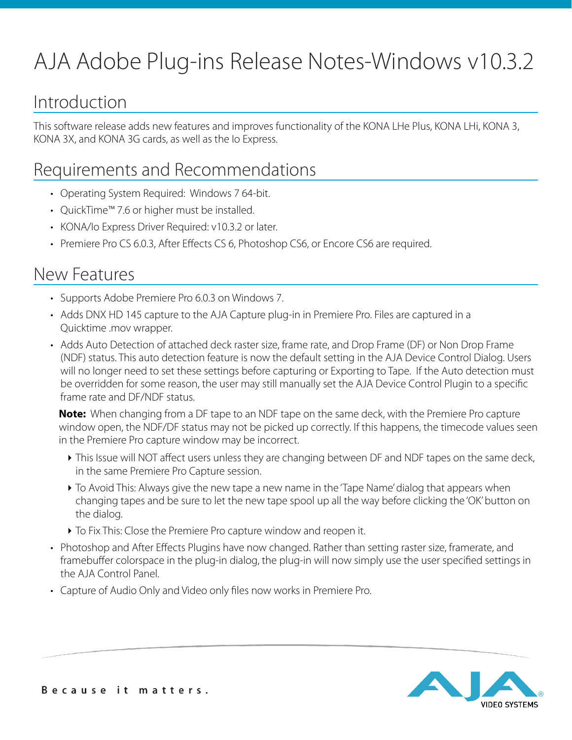# AJA Adobe Plug-ins Release Notes-Windows v10.3.2

## Introduction

This software release adds new features and improves functionality of the KONA LHe Plus, KONA LHi, KONA 3, KONA 3X, and KONA 3G cards, as well as the Io Express.

## Requirements and Recommendations

- Operating System Required: Windows 7 64-bit.
- QuickTime™ 7.6 or higher must be installed.
- KONA/Io Express Driver Required: v10.3.2 or later.
- Premiere Pro CS 6.0.3, After Effects CS 6, Photoshop CS6, or Encore CS6 are required.

## New Features

- Supports Adobe Premiere Pro 6.0.3 on Windows 7.
- Adds DNX HD 145 capture to the AJA Capture plug-in in Premiere Pro. Files are captured in a Quicktime .mov wrapper.
- Adds Auto Detection of attached deck raster size, frame rate, and Drop Frame (DF) or Non Drop Frame (NDF) status. This auto detection feature is now the default setting in the AJA Device Control Dialog. Users will no longer need to set these settings before capturing or Exporting to Tape. If the Auto detection must be overridden for some reason, the user may still manually set the AJA Device Control Plugin to a specific frame rate and DF/NDF status.

  **Note:** When changing from a DF tape to an NDF tape on the same deck, with the Premiere Pro capture window open, the NDF/DF status may not be picked up correctly. If this happens, the timecode values seen in the Premiere Pro capture window may be incorrect.

  - This Issue will NOT affect users unless they are changing between DF and NDF tapes on the same deck, in the same Premiere Pro Capture session.
  - To Avoid This: Always give the new tape a new name in the 'Tape Name' dialog that appears when changing tapes and be sure to let the new tape spool up all the way before clicking the 'OK' button on the dialog.
  - To Fix This: Close the Premiere Pro capture window and reopen it.
- Photoshop and After Effects Plugins have now changed. Rather than setting raster size, framerate, and framebuffer colorspace in the plug-in dialog, the plug-in will now simply use the user specified settings in the AJA Control Panel.
- Capture of Audio Only and Video only files now works in Premiere Pro.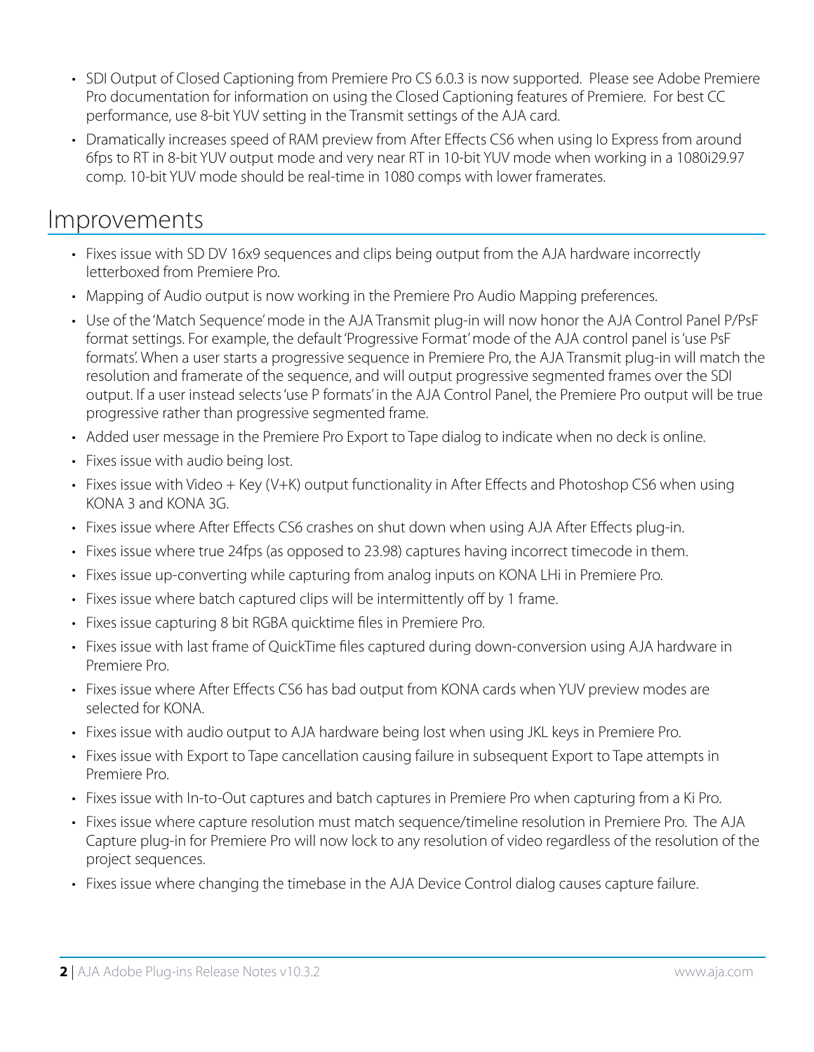- SDI Output of Closed Captioning from Premiere Pro CS 6.0.3 is now supported. Please see Adobe Premiere Pro documentation for information on using the Closed Captioning features of Premiere. For best CC performance, use 8-bit YUV setting in the Transmit settings of the AJA card.
- Dramatically increases speed of RAM preview from After Effects CS6 when using Io Express from around 6fps to RT in 8-bit YUV output mode and very near RT in 10-bit YUV mode when working in a 1080i29.97 comp. 10-bit YUV mode should be real-time in 1080 comps with lower framerates.

## Improvements

- Fixes issue with SD DV 16x9 sequences and clips being output from the AJA hardware incorrectly letterboxed from Premiere Pro.
- Mapping of Audio output is now working in the Premiere Pro Audio Mapping preferences.
- Use of the 'Match Sequence' mode in the AJA Transmit plug-in will now honor the AJA Control Panel P/PsF format settings. For example, the default 'Progressive Format' mode of the AJA control panel is 'use PsF formats'. When a user starts a progressive sequence in Premiere Pro, the AJA Transmit plug-in will match the resolution and framerate of the sequence, and will output progressive segmented frames over the SDI output. If a user instead selects 'use P formats' in the AJA Control Panel, the Premiere Pro output will be true progressive rather than progressive segmented frame.
- Added user message in the Premiere Pro Export to Tape dialog to indicate when no deck is online.
- Fixes issue with audio being lost.
- Fixes issue with Video + Key (V+K) output functionality in After Effects and Photoshop CS6 when using KONA 3 and KONA 3G.
- Fixes issue where After Effects CS6 crashes on shut down when using AJA After Effects plug-in.
- Fixes issue where true 24fps (as opposed to 23.98) captures having incorrect timecode in them.
- Fixes issue up-converting while capturing from analog inputs on KONA LHi in Premiere Pro.
- Fixes issue where batch captured clips will be intermittently off by 1 frame.
- Fixes issue capturing 8 bit RGBA quicktime files in Premiere Pro.
- Fixes issue with last frame of QuickTime files captured during down-conversion using AJA hardware in Premiere Pro.
- Fixes issue where After Effects CS6 has bad output from KONA cards when YUV preview modes are selected for KONA.
- Fixes issue with audio output to AJA hardware being lost when using JKL keys in Premiere Pro.
- Fixes issue with Export to Tape cancellation causing failure in subsequent Export to Tape attempts in Premiere Pro.
- Fixes issue with In-to-Out captures and batch captures in Premiere Pro when capturing from a Ki Pro.
- Fixes issue where capture resolution must match sequence/timeline resolution in Premiere Pro. The AJA Capture plug-in for Premiere Pro will now lock to any resolution of video regardless of the resolution of the project sequences.
- Fixes issue where changing the timebase in the AJA Device Control dialog causes capture failure.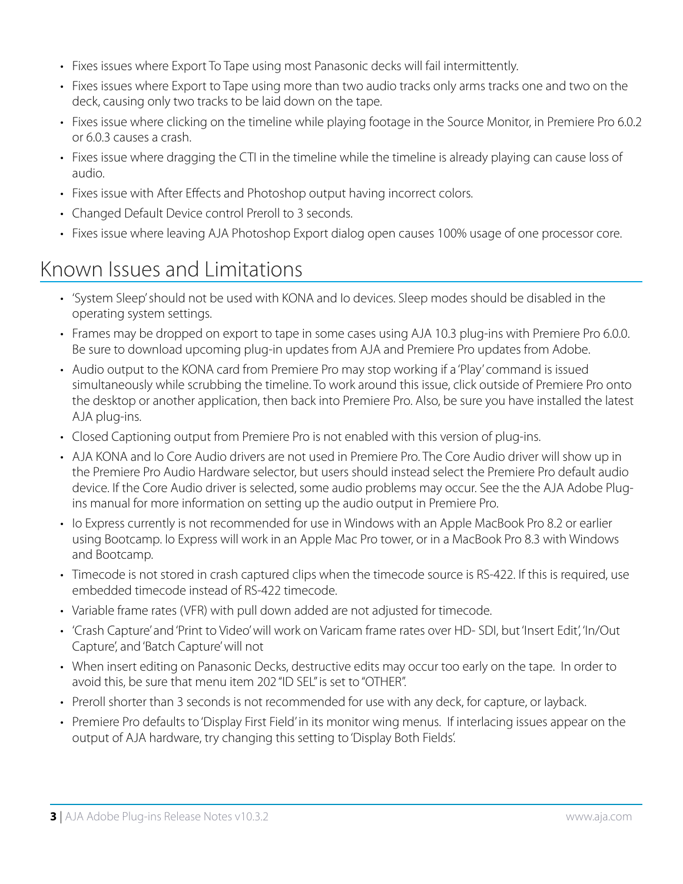- Fixes issues where Export To Tape using most Panasonic decks will fail intermittently.
- Fixes issues where Export to Tape using more than two audio tracks only arms tracks one and two on the deck, causing only two tracks to be laid down on the tape.
- Fixes issue where clicking on the timeline while playing footage in the Source Monitor, in Premiere Pro 6.0.2 or 6.0.3 causes a crash.
- Fixes issue where dragging the CTI in the timeline while the timeline is already playing can cause loss of audio.
- Fixes issue with After Effects and Photoshop output having incorrect colors.
- Changed Default Device control Preroll to 3 seconds.
- Fixes issue where leaving AJA Photoshop Export dialog open causes 100% usage of one processor core.

## Known Issues and Limitations

- 'System Sleep' should not be used with KONA and Io devices. Sleep modes should be disabled in the operating system settings.
- Frames may be dropped on export to tape in some cases using AJA 10.3 plug-ins with Premiere Pro 6.0.0. Be sure to download upcoming plug-in updates from AJA and Premiere Pro updates from Adobe.
- Audio output to the KONA card from Premiere Pro may stop working if a 'Play' command is issued simultaneously while scrubbing the timeline. To work around this issue, click outside of Premiere Pro onto the desktop or another application, then back into Premiere Pro. Also, be sure you have installed the latest AJA plug-ins.
- Closed Captioning output from Premiere Pro is not enabled with this version of plug-ins.
- AJA KONA and Io Core Audio drivers are not used in Premiere Pro. The Core Audio driver will show up in the Premiere Pro Audio Hardware selector, but users should instead select the Premiere Pro default audio device. If the Core Audio driver is selected, some audio problems may occur. See the the AJA Adobe Plug-ins manual for more information on setting up the audio output in Premiere Pro.
- Io Express currently is not recommended for use in Windows with an Apple MacBook Pro 8.2 or earlier using Bootcamp. Io Express will work in an Apple Mac Pro tower, or in a MacBook Pro 8.3 with Windows and Bootcamp.
- Timecode is not stored in crash captured clips when the timecode source is RS-422. If this is required, use embedded timecode instead of RS-422 timecode.
- Variable frame rates (VFR) with pull down added are not adjusted for timecode.
- 'Crash Capture' and 'Print to Video' will work on Varicam frame rates over HD- SDI, but 'Insert Edit', 'In/Out Capture', and 'Batch Capture' will not
- When insert editing on Panasonic Decks, destructive edits may occur too early on the tape. In order to avoid this, be sure that menu item 202 "ID SEL" is set to "OTHER".
- Preroll shorter than 3 seconds is not recommended for use with any deck, for capture, or layback.
- Premiere Pro defaults to 'Display First Field' in its monitor wing menus. If interlacing issues appear on the output of AJA hardware, try changing this setting to 'Display Both Fields'.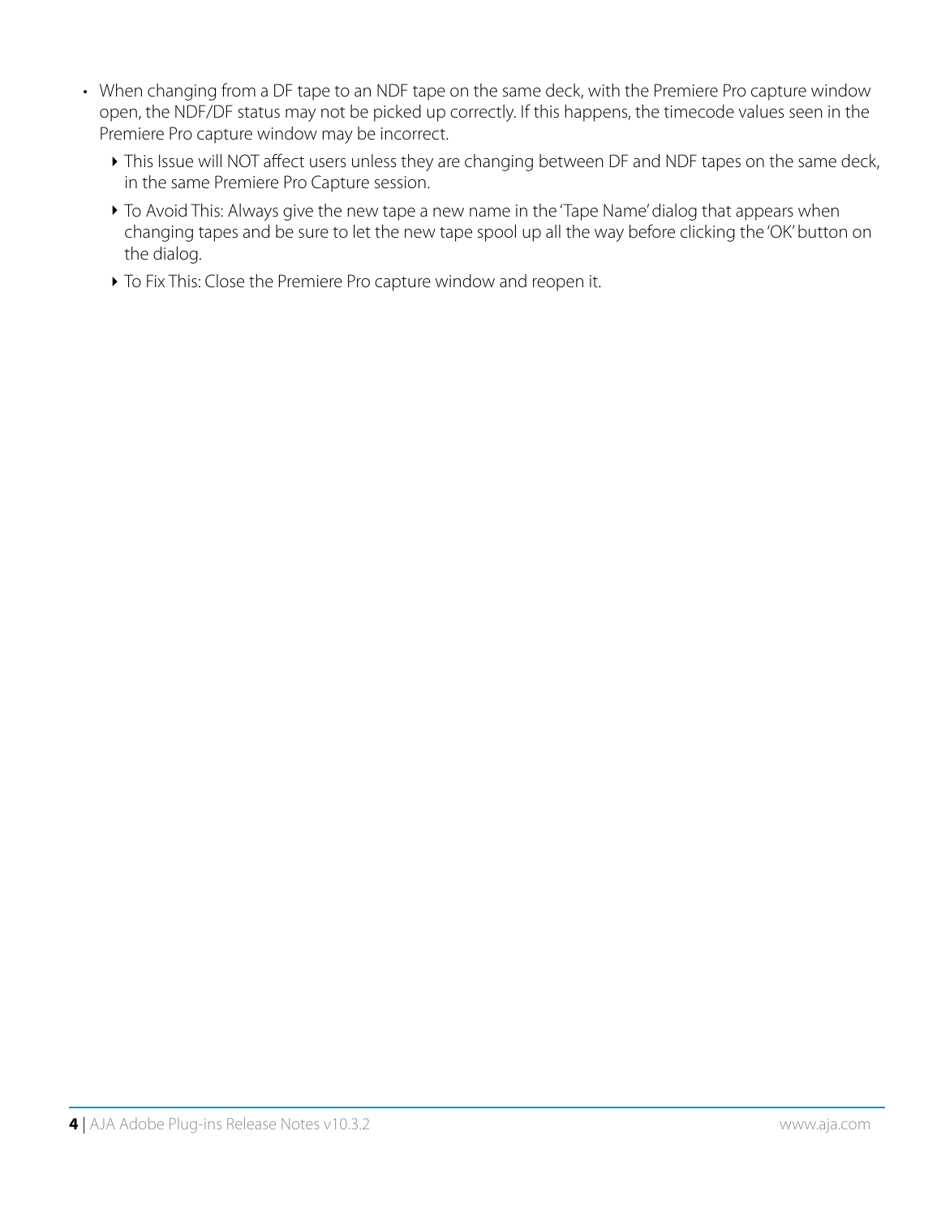- When changing from a DF tape to an NDF tape on the same deck, with the Premiere Pro capture window open, the NDF/DF status may not be picked up correctly. If this happens, the timecode values seen in the Premiere Pro capture window may be incorrect.
  - This Issue will NOT affect users unless they are changing between DF and NDF tapes on the same deck, in the same Premiere Pro Capture session.
  - To Avoid This: Always give the new tape a new name in the 'Tape Name' dialog that appears when changing tapes and be sure to let the new tape spool up all the way before clicking the 'OK' button on the dialog.
  - To Fix This: Close the Premiere Pro capture window and reopen it.